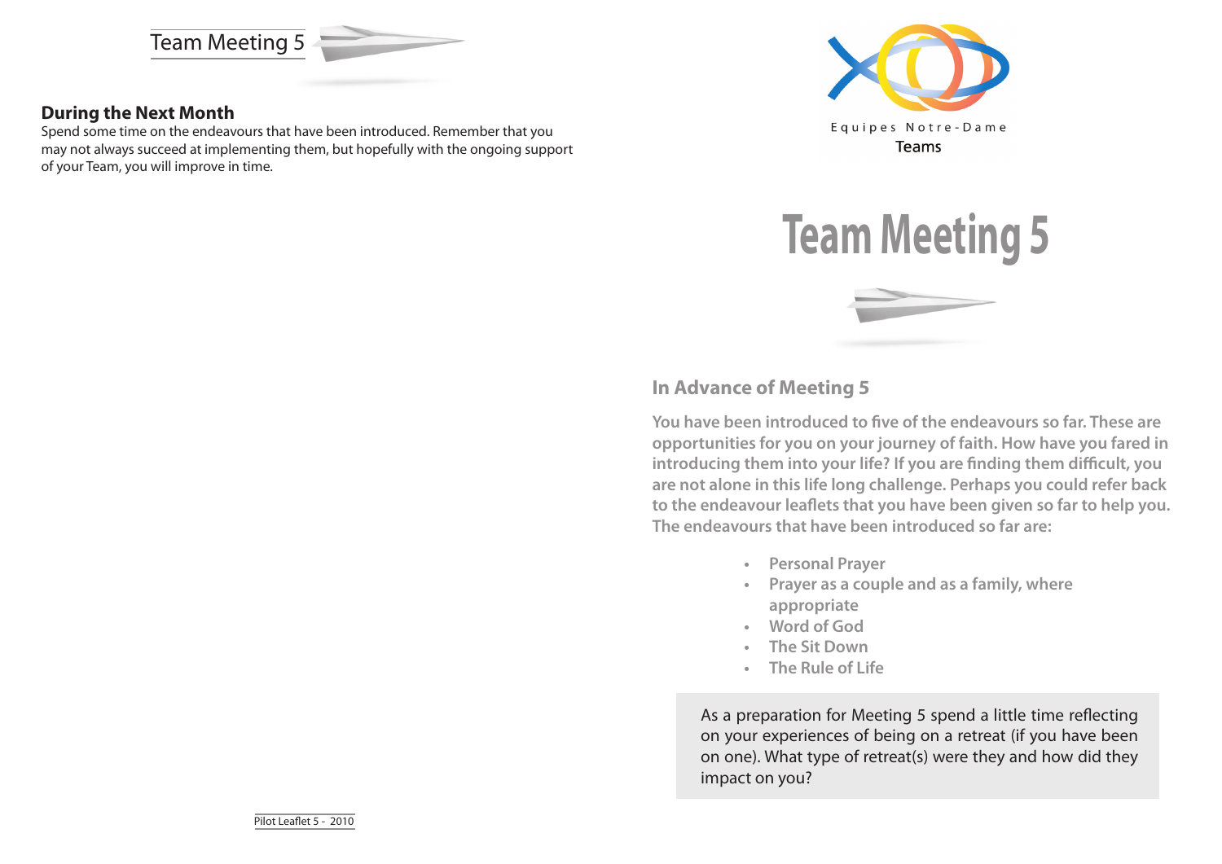Team Meeting 5

## During the Next Month

Spend some time on the endeavours that have been introduced. Remember that you may not always succeed at implementing them, but hopefully with the ongoing support of your Team, you will improve in time.

Pilot Leaflet 5 - 2010

Equipes Notre-Dame
Teams

# Team Meeting 5

## In Advance of Meeting 5

**You have been introduced to five of the endeavours so far. These are opportunities for you on your journey of faith. How have you fared in introducing them into your life? If you are finding them difficult, you are not alone in this life long challenge. Perhaps you could refer back to the endeavour leaflets that you have been given so far to help you. The endeavours that have been introduced so far are:**

- **Personal Prayer**
- **Prayer as a couple and as a family, where appropriate**
- **Word of God**
- **The Sit Down**
- **The Rule of Life**

As a preparation for Meeting 5 spend a little time reflecting on your experiences of being on a retreat (if you have been on one). What type of retreat(s) were they and how did they impact on you?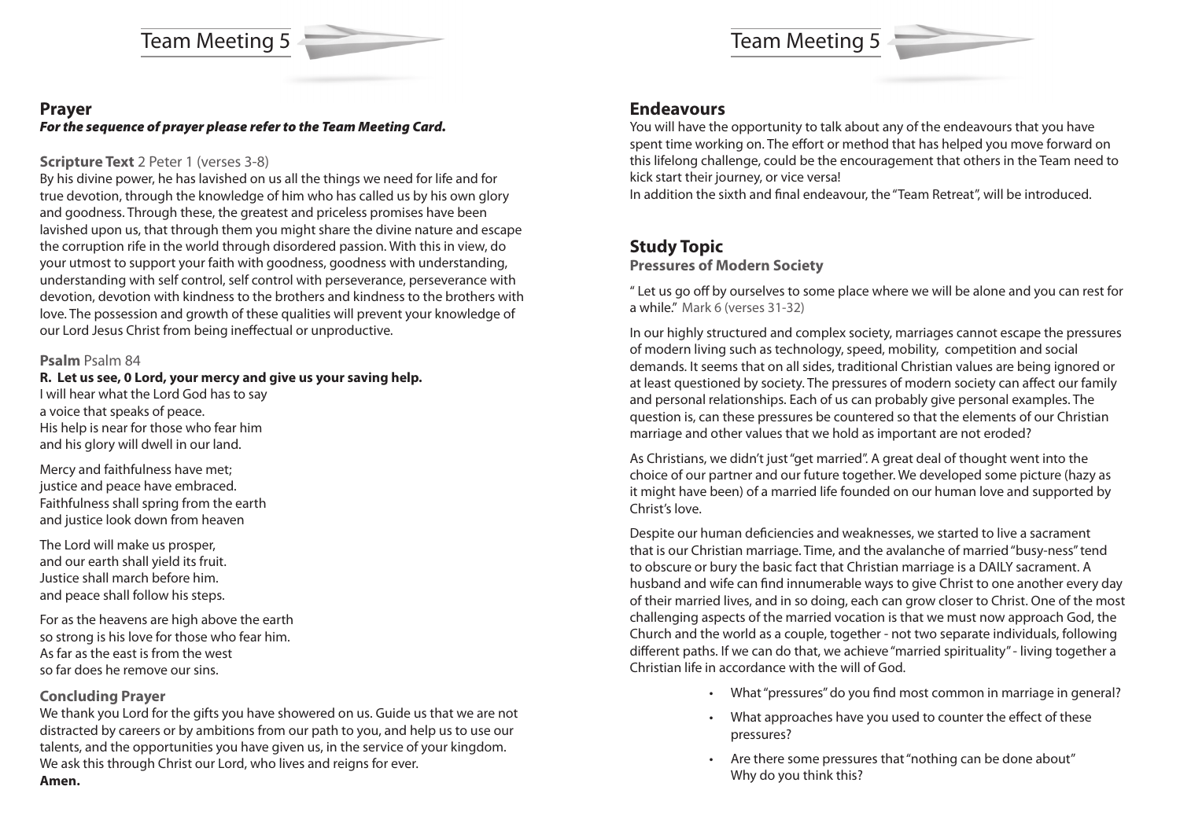# Team Meeting 5

## Prayer

***For the sequence of prayer please refer to the Team Meeting Card.***

### Scripture Text 2 Peter 1 (verses 3-8)

By his divine power, he has lavished on us all the things we need for life and for true devotion, through the knowledge of him who has called us by his own glory and goodness. Through these, the greatest and priceless promises have been lavished upon us, that through them you might share the divine nature and escape the corruption rife in the world through disordered passion. With this in view, do your utmost to support your faith with goodness, goodness with understanding, understanding with self control, self control with perseverance, perseverance with devotion, devotion with kindness to the brothers and kindness to the brothers with love. The possession and growth of these qualities will prevent your knowledge of our Lord Jesus Christ from being ineffectual or unproductive.

### Psalm Psalm 84

**R. Let us see, 0 Lord, your mercy and give us your saving help.**

I will hear what the Lord God has to say
a voice that speaks of peace.
His help is near for those who fear him
and his glory will dwell in our land.

Mercy and faithfulness have met;
justice and peace have embraced.
Faithfulness shall spring from the earth
and justice look down from heaven

The Lord will make us prosper,
and our earth shall yield its fruit.
Justice shall march before him.
and peace shall follow his steps.

For as the heavens are high above the earth
so strong is his love for those who fear him.
As far as the east is from the west
so far does he remove our sins.

### Concluding Prayer

We thank you Lord for the gifts you have showered on us. Guide us that we are not distracted by careers or by ambitions from our path to you, and help us to use our talents, and the opportunities you have given us, in the service of your kingdom. We ask this through Christ our Lord, who lives and reigns for ever.
**Amen.**

## Endeavours

You will have the opportunity to talk about any of the endeavours that you have spent time working on. The effort or method that has helped you move forward on this lifelong challenge, could be the encouragement that others in the Team need to kick start their journey, or vice versa!
In addition the sixth and final endeavour, the "Team Retreat", will be introduced.

## Study Topic

### Pressures of Modern Society

" Let us go off by ourselves to some place where we will be alone and you can rest for a while." Mark 6 (verses 31-32)

In our highly structured and complex society, marriages cannot escape the pressures of modern living such as technology, speed, mobility, competition and social demands. It seems that on all sides, traditional Christian values are being ignored or at least questioned by society. The pressures of modern society can affect our family and personal relationships. Each of us can probably give personal examples. The question is, can these pressures be countered so that the elements of our Christian marriage and other values that we hold as important are not eroded?

As Christians, we didn't just "get married". A great deal of thought went into the choice of our partner and our future together. We developed some picture (hazy as it might have been) of a married life founded on our human love and supported by Christ's love.

Despite our human deficiencies and weaknesses, we started to live a sacrament that is our Christian marriage. Time, and the avalanche of married "busy-ness" tend to obscure or bury the basic fact that Christian marriage is a DAILY sacrament. A husband and wife can find innumerable ways to give Christ to one another every day of their married lives, and in so doing, each can grow closer to Christ. One of the most challenging aspects of the married vocation is that we must now approach God, the Church and the world as a couple, together - not two separate individuals, following different paths. If we can do that, we achieve "married spirituality" - living together a Christian life in accordance with the will of God.

- What "pressures" do you find most common in marriage in general?
- What approaches have you used to counter the effect of these pressures?
- Are there some pressures that "nothing can be done about" Why do you think this?